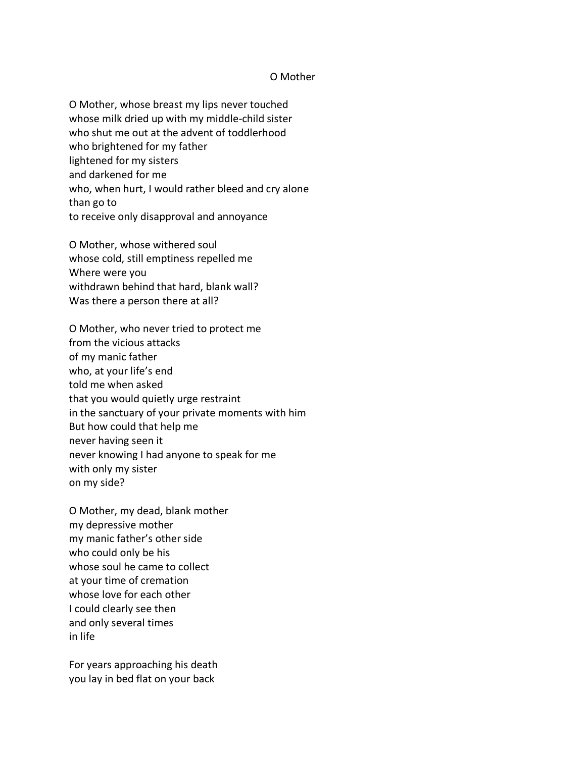# O Mother

O Mother, whose breast my lips never touched  
whose milk dried up with my middle-child sister  
who shut me out at the advent of toddlerhood  
who brightened for my father  
lightened for my sisters  
and darkened for me  
who, when hurt, I would rather bleed and cry alone  
than go to  
to receive only disapproval and annoyance

O Mother, whose withered soul  
whose cold, still emptiness repelled me  
Where were you  
withdrawn behind that hard, blank wall?  
Was there a person there at all?

O Mother, who never tried to protect me  
from the vicious attacks  
of my manic father  
who, at your life's end  
told me when asked  
that you would quietly urge restraint  
in the sanctuary of your private moments with him  
But how could that help me  
never having seen it  
never knowing I had anyone to speak for me  
with only my sister  
on my side?

O Mother, my dead, blank mother  
my depressive mother  
my manic father's other side  
who could only be his  
whose soul he came to collect  
at your time of cremation  
whose love for each other  
I could clearly see then  
and only several times  
in life

For years approaching his death  
you lay in bed flat on your back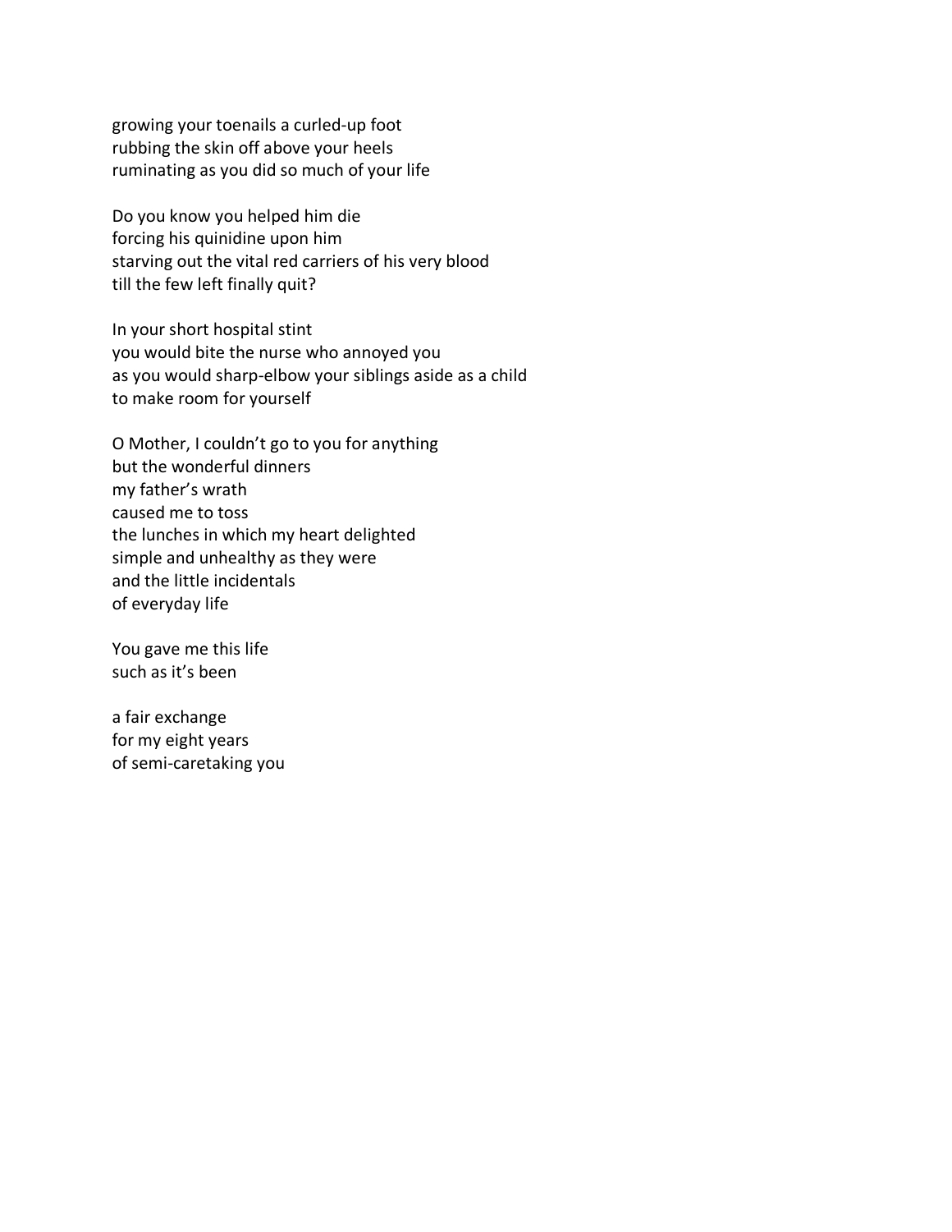growing your toenails a curled-up foot
rubbing the skin off above your heels
ruminating as you did so much of your life

Do you know you helped him die
forcing his quinidine upon him
starving out the vital red carriers of his very blood
till the few left finally quit?

In your short hospital stint
you would bite the nurse who annoyed you
as you would sharp-elbow your siblings aside as a child
to make room for yourself

O Mother, I couldn't go to you for anything
but the wonderful dinners
my father's wrath
caused me to toss
the lunches in which my heart delighted
simple and unhealthy as they were
and the little incidentals
of everyday life

You gave me this life
such as it's been

a fair exchange
for my eight years
of semi-caretaking you